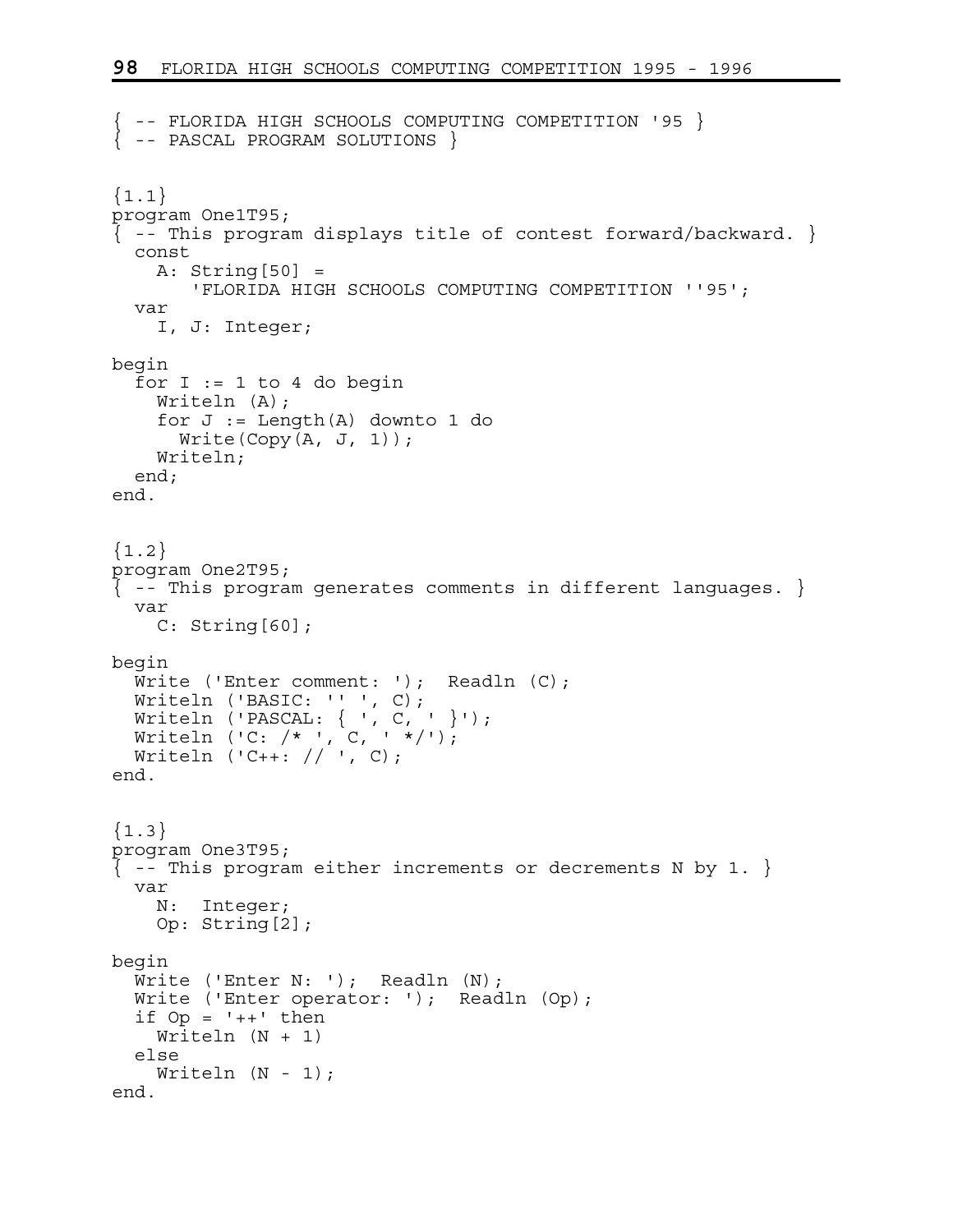```
{ -- FLORIDA HIGH SCHOOLS COMPUTING COMPETITION '95 }
{ -- PASCAL PROGRAM SOLUTIONS }


{1.1}
program One1T95;
{ -- This program displays title of contest forward/backward. }
  const
    A: String[50] =
       'FLORIDA HIGH SCHOOLS COMPUTING COMPETITION ''95';
  var
    I, J: Integer;

begin
  for I := 1 to 4 do begin
    Writeln (A);
    for J := Length(A) downto 1 do
      Write(Copy(A, J, 1));
    Writeln;
  end;
end.


{1.2}
program One2T95;
{ -- This program generates comments in different languages. }
  var
    C: String[60];

begin
  Write ('Enter comment: ');  Readln (C);
  Writeln ('BASIC: '' ', C);
  Writeln ('PASCAL: { ', C, ' }');
  Writeln ('C: /* ', C, ' */');
  Writeln ('C++: // ', C);
end.


{1.3}
program One3T95;
{ -- This program either increments or decrements N by 1. }
  var
    N:  Integer;
    Op: String[2];

begin
  Write ('Enter N: ');  Readln (N);
  Write ('Enter operator: ');  Readln (Op);
  if Op = '++' then
    Writeln (N + 1)
  else
    Writeln (N - 1);
end.
```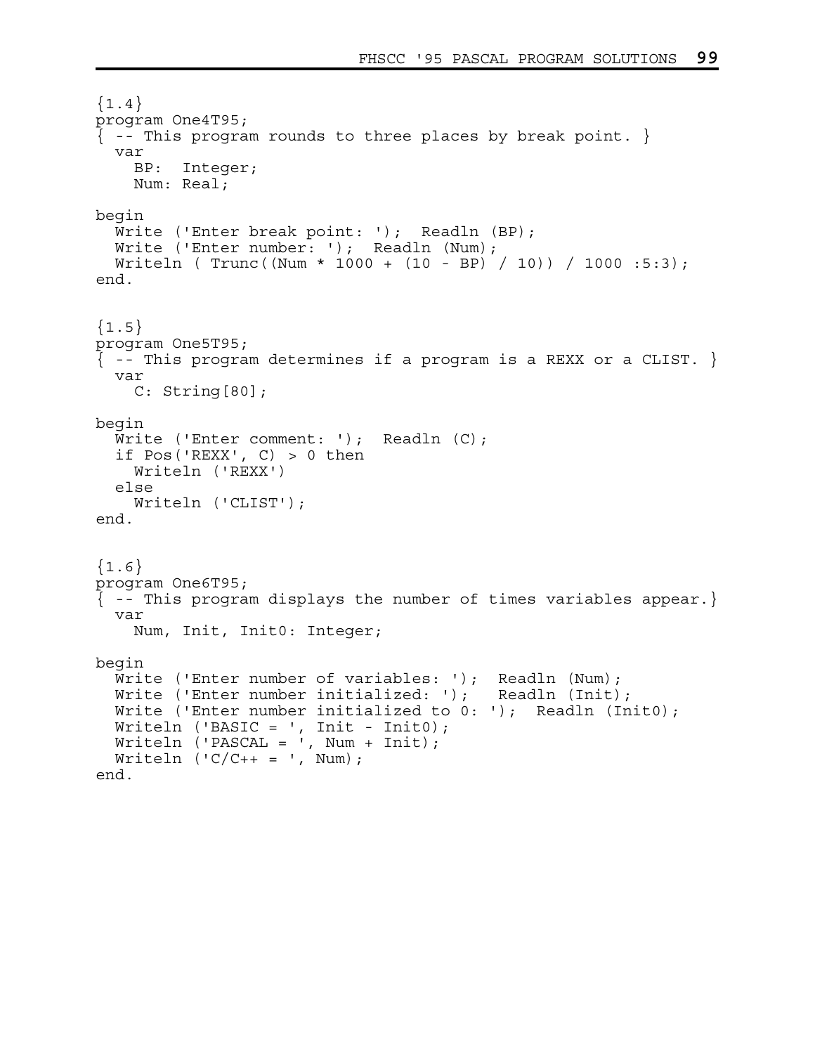```pascal
{1.4}
program One4T95;
{ -- This program rounds to three places by break point. }
  var
    BP:  Integer;
    Num: Real;

begin
  Write ('Enter break point: ');  Readln (BP);
  Write ('Enter number: ');  Readln (Num);
  Writeln ( Trunc((Num * 1000 + (10 - BP) / 10)) / 1000 :5:3);
end.
```

```pascal
{1.5}
program One5T95;
{ -- This program determines if a program is a REXX or a CLIST. }
  var
    C: String[80];

begin
  Write ('Enter comment: ');  Readln (C);
  if Pos('REXX', C) > 0 then
    Writeln ('REXX')
  else
    Writeln ('CLIST');
end.
```

```pascal
{1.6}
program One6T95;
{ -- This program displays the number of times variables appear.}
  var
    Num, Init, Init0: Integer;

begin
  Write ('Enter number of variables: ');  Readln (Num);
  Write ('Enter number initialized: ');   Readln (Init);
  Write ('Enter number initialized to 0: ');  Readln (Init0);
  Writeln ('BASIC = ', Init - Init0);
  Writeln ('PASCAL = ', Num + Init);
  Writeln ('C/C++ = ', Num);
end.
```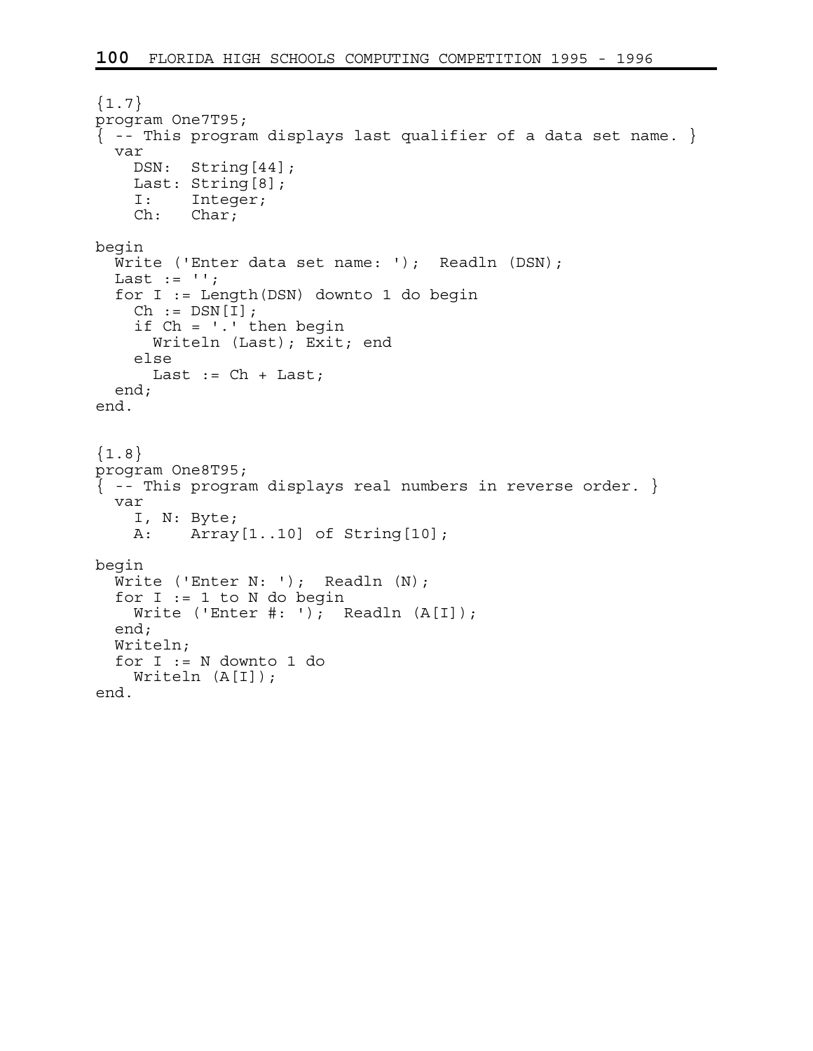```
{1.7}
program One7T95;
{ -- This program displays last qualifier of a data set name. }
  var
    DSN:  String[44];
    Last: String[8];
    I:    Integer;
    Ch:   Char;

begin
  Write ('Enter data set name: ');  Readln (DSN);
  Last := '';
  for I := Length(DSN) downto 1 do begin
    Ch := DSN[I];
    if Ch = '.' then begin
      Writeln (Last); Exit; end
    else
      Last := Ch + Last;
  end;
end.
```

```
{1.8}
program One8T95;
{ -- This program displays real numbers in reverse order. }
  var
    I, N: Byte;
    A:    Array[1..10] of String[10];

begin
  Write ('Enter N: ');  Readln (N);
  for I := 1 to N do begin
    Write ('Enter #: ');  Readln (A[I]);
  end;
  Writeln;
  for I := N downto 1 do
    Writeln (A[I]);
end.
```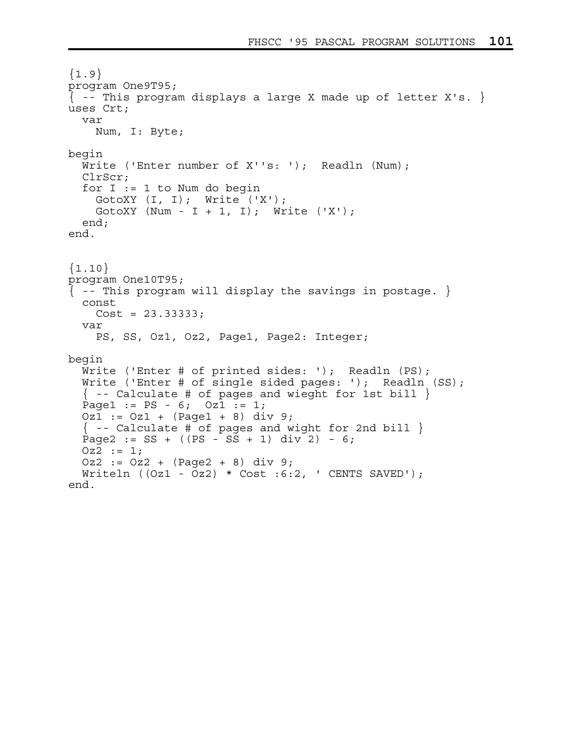```
{1.9}
program One9T95;
{ -- This program displays a large X made up of letter X's. }
uses Crt;
  var
    Num, I: Byte;

begin
  Write ('Enter number of X''s: ');  Readln (Num);
  ClrScr;
  for I := 1 to Num do begin
    GotoXY (I, I);  Write ('X');
    GotoXY (Num - I + 1, I);  Write ('X');
  end;
end.
```

```
{1.10}
program One10T95;
{ -- This program will display the savings in postage. }
  const
    Cost = 23.33333;
  var
    PS, SS, Oz1, Oz2, Page1, Page2: Integer;

begin
  Write ('Enter # of printed sides: ');  Readln (PS);
  Write ('Enter # of single sided pages: ');  Readln (SS);
  { -- Calculate # of pages and wieght for 1st bill }
  Page1 := PS - 6;  Oz1 := 1;
  Oz1 := Oz1 + (Page1 + 8) div 9;
  { -- Calculate # of pages and wight for 2nd bill }
  Page2 := SS + ((PS - SS + 1) div 2) - 6;
  Oz2 := 1;
  Oz2 := Oz2 + (Page2 + 8) div 9;
  Writeln ((Oz1 - Oz2) * Cost :6:2, ' CENTS SAVED');
end.
```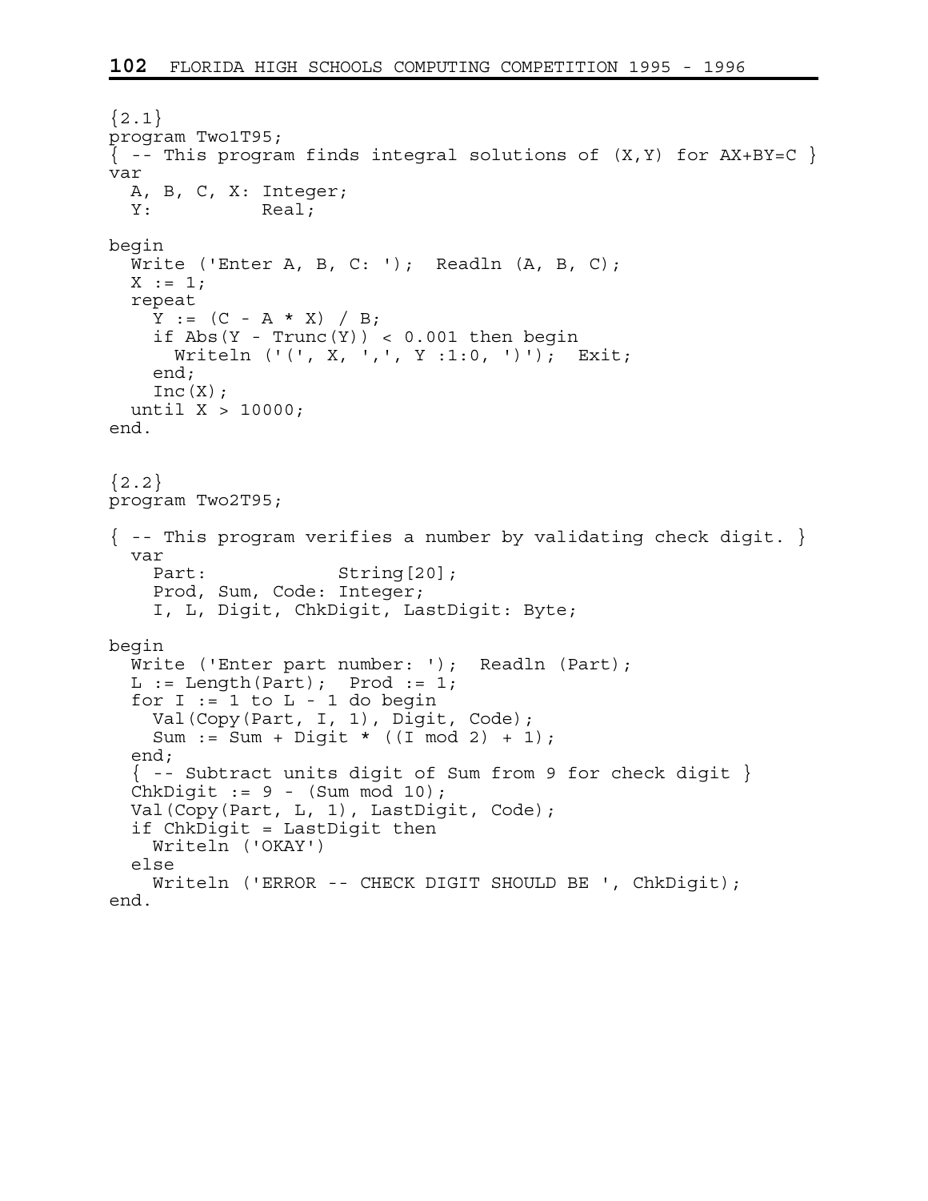```
{2.1}
program Two1T95;
{ -- This program finds integral solutions of (X,Y) for AX+BY=C }
var
  A, B, C, X: Integer;
  Y:          Real;

begin
  Write ('Enter A, B, C: ');  Readln (A, B, C);
  X := 1;
  repeat
    Y := (C - A * X) / B;
    if Abs(Y - Trunc(Y)) < 0.001 then begin
      Writeln ('(', X, ',', Y :1:0, ')');  Exit;
    end;
    Inc(X);
  until X > 10000;
end.


{2.2}
program Two2T95;

{ -- This program verifies a number by validating check digit. }
  var
    Part:             String[20];
    Prod, Sum, Code: Integer;
    I, L, Digit, ChkDigit, LastDigit: Byte;

begin
  Write ('Enter part number: ');  Readln (Part);
  L := Length(Part);  Prod := 1;
  for I := 1 to L - 1 do begin
    Val(Copy(Part, I, 1), Digit, Code);
    Sum := Sum + Digit * ((I mod 2) + 1);
  end;
  { -- Subtract units digit of Sum from 9 for check digit }
  ChkDigit := 9 - (Sum mod 10);
  Val(Copy(Part, L, 1), LastDigit, Code);
  if ChkDigit = LastDigit then
    Writeln ('OKAY')
  else
    Writeln ('ERROR -- CHECK DIGIT SHOULD BE ', ChkDigit);
end.
```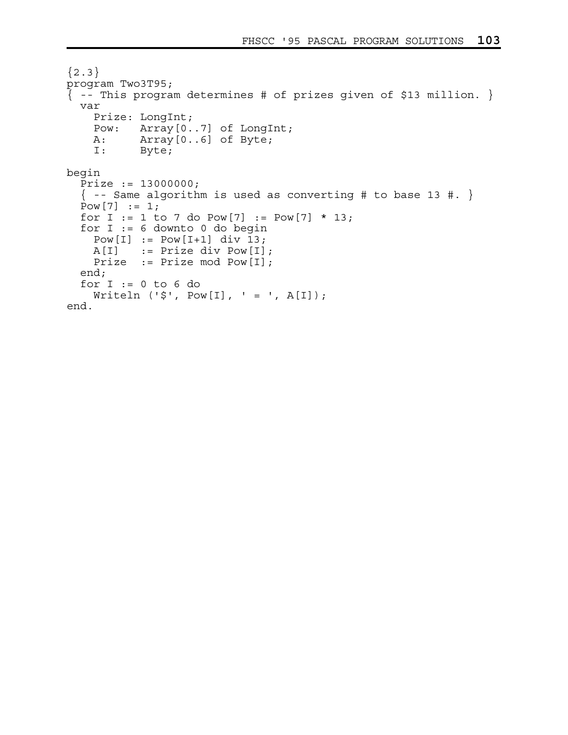```
{2.3}
program Two3T95;
{ -- This program determines # of prizes given of $13 million. }
  var
    Prize: LongInt;
    Pow:   Array[0..7] of LongInt;
    A:     Array[0..6] of Byte;
    I:     Byte;

begin
  Prize := 13000000;
  { -- Same algorithm is used as converting # to base 13 #. }
  Pow[7] := 1;
  for I := 1 to 7 do Pow[7] := Pow[7] * 13;
  for I := 6 downto 0 do begin
    Pow[I] := Pow[I+1] div 13;
    A[I]   := Prize div Pow[I];
    Prize  := Prize mod Pow[I];
  end;
  for I := 0 to 6 do
    Writeln ('$', Pow[I], ' = ', A[I]);
end.
```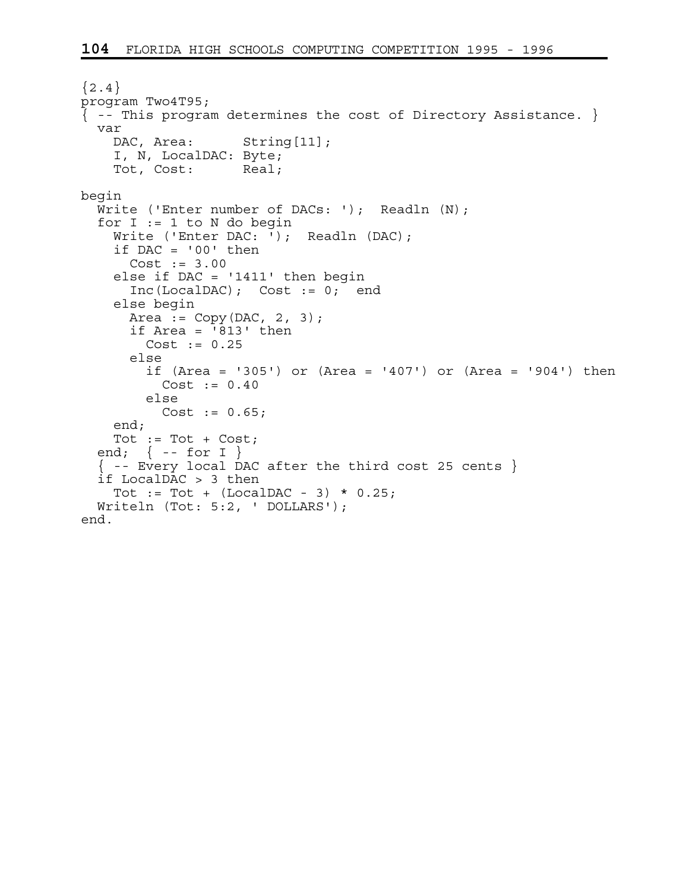```
{2.4}
program Two4T95;
{ -- This program determines the cost of Directory Assistance. }
  var
    DAC, Area:      String[11];
    I, N, LocalDAC: Byte;
    Tot, Cost:      Real;

begin
  Write ('Enter number of DACs: ');  Readln (N);
  for I := 1 to N do begin
    Write ('Enter DAC: ');  Readln (DAC);
    if DAC = '00' then
      Cost := 3.00
    else if DAC = '1411' then begin
      Inc(LocalDAC);  Cost := 0;  end
    else begin
      Area := Copy(DAC, 2, 3);
      if Area = '813' then
        Cost := 0.25
      else
        if (Area = '305') or (Area = '407') or (Area = '904') then
          Cost := 0.40
        else
          Cost := 0.65;
    end;
    Tot := Tot + Cost;
  end;  { -- for I }
  { -- Every local DAC after the third cost 25 cents }
  if LocalDAC > 3 then
    Tot := Tot + (LocalDAC - 3) * 0.25;
  Writeln (Tot: 5:2, ' DOLLARS');
end.
```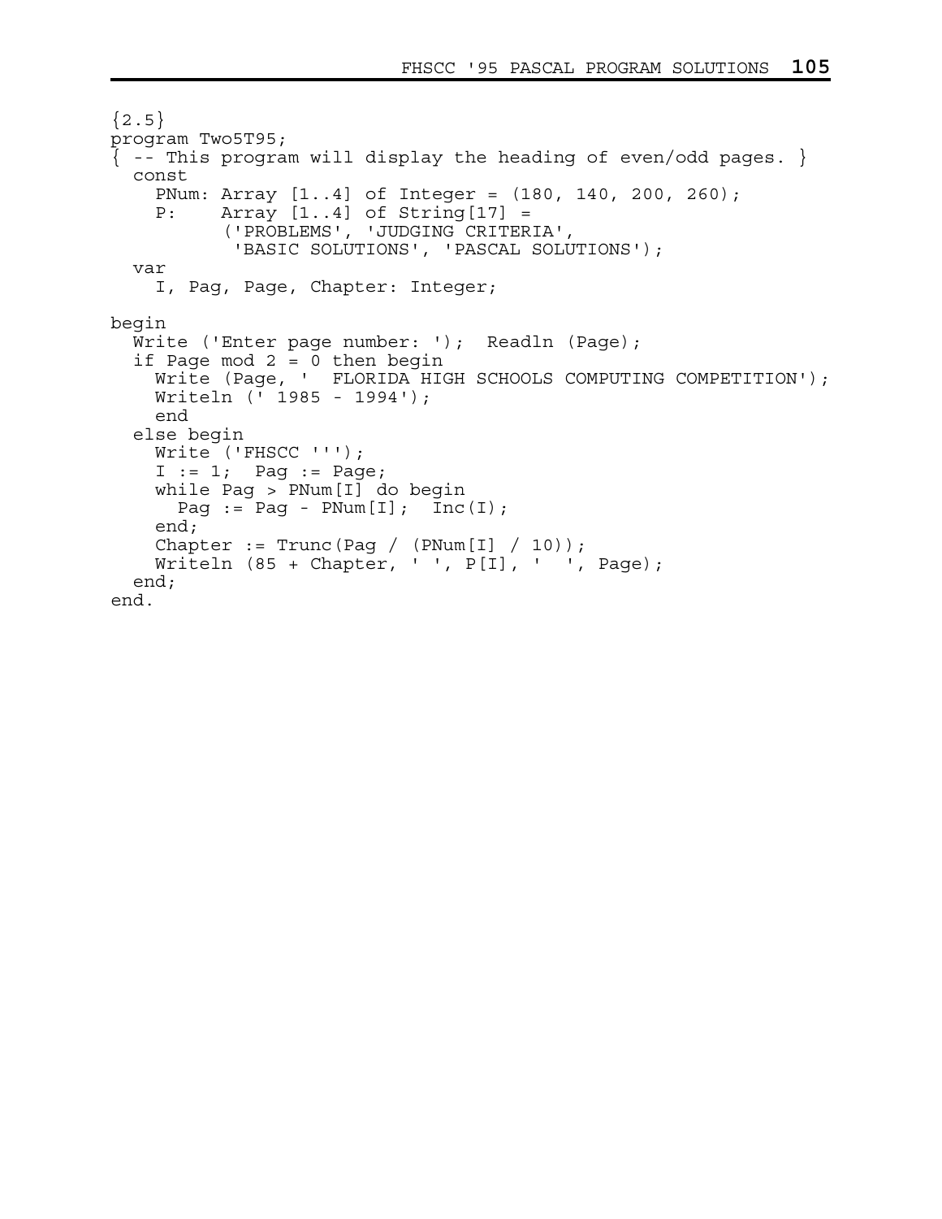```
{2.5}
program Two5T95;
{ -- This program will display the heading of even/odd pages. }
  const
    PNum: Array [1..4] of Integer = (180, 140, 200, 260);
    P:    Array [1..4] of String[17] =
          ('PROBLEMS', 'JUDGING CRITERIA',
           'BASIC SOLUTIONS', 'PASCAL SOLUTIONS');
  var
    I, Pag, Page, Chapter: Integer;

begin
  Write ('Enter page number: ');  Readln (Page);
  if Page mod 2 = 0 then begin
    Write (Page, '  FLORIDA HIGH SCHOOLS COMPUTING COMPETITION');
    Writeln (' 1985 - 1994');
    end
  else begin
    Write ('FHSCC ''');
    I := 1;  Pag := Page;
    while Pag > PNum[I] do begin
      Pag := Pag - PNum[I];  Inc(I);
    end;
    Chapter := Trunc(Pag / (PNum[I] / 10));
    Writeln (85 + Chapter, ' ', P[I], '  ', Page);
  end;
end.
```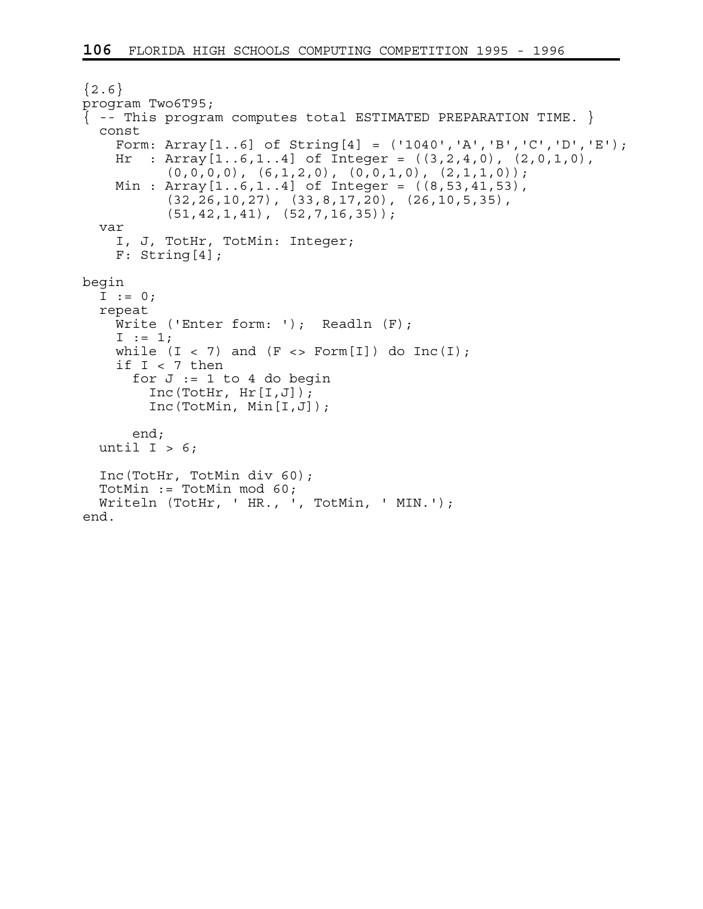```
{2.6}
program Two6T95;
{ -- This program computes total ESTIMATED PREPARATION TIME. }
  const
    Form: Array[1..6] of String[4] = ('1040','A','B','C','D','E');
    Hr  : Array[1..6,1..4] of Integer = ((3,2,4,0), (2,0,1,0),
          (0,0,0,0), (6,1,2,0), (0,0,1,0), (2,1,1,0));
    Min : Array[1..6,1..4] of Integer = ((8,53,41,53),
          (32,26,10,27), (33,8,17,20), (26,10,5,35),
          (51,42,1,41), (52,7,16,35));
  var
    I, J, TotHr, TotMin: Integer;
    F: String[4];

begin
  I := 0;
  repeat
    Write ('Enter form: ');  Readln (F);
    I := 1;
    while (I < 7) and (F <> Form[I]) do Inc(I);
    if I < 7 then
      for J := 1 to 4 do begin
        Inc(TotHr, Hr[I,J]);
        Inc(TotMin, Min[I,J]);

      end;
  until I > 6;

  Inc(TotHr, TotMin div 60);
  TotMin := TotMin mod 60;
  Writeln (TotHr, ' HR., ', TotMin, ' MIN.');
end.
```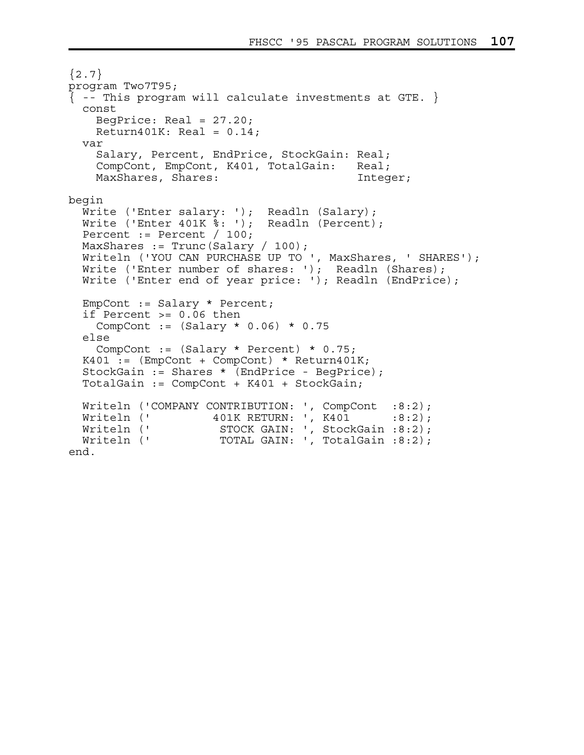```
{2.7}
program Two7T95;
{ -- This program will calculate investments at GTE. }
  const
    BegPrice: Real = 27.20;
    Return401K: Real = 0.14;
  var
    Salary, Percent, EndPrice, StockGain: Real;
    CompCont, EmpCont, K401, TotalGain:   Real;
    MaxShares, Shares:                    Integer;

begin
  Write ('Enter salary: ');  Readln (Salary);
  Write ('Enter 401K %: ');  Readln (Percent);
  Percent := Percent / 100;
  MaxShares := Trunc(Salary / 100);
  Writeln ('YOU CAN PURCHASE UP TO ', MaxShares, ' SHARES');
  Write ('Enter number of shares: ');  Readln (Shares);
  Write ('Enter end of year price: '); Readln (EndPrice);

  EmpCont := Salary * Percent;
  if Percent >= 0.06 then
    CompCont := (Salary * 0.06) * 0.75
  else
    CompCont := (Salary * Percent) * 0.75;
  K401 := (EmpCont + CompCont) * Return401K;
  StockGain := Shares * (EndPrice - BegPrice);
  TotalGain := CompCont + K401 + StockGain;

  Writeln ('COMPANY CONTRIBUTION: ', CompCont  :8:2);
  Writeln ('         401K RETURN: ', K401      :8:2);
  Writeln ('          STOCK GAIN: ', StockGain :8:2);
  Writeln ('          TOTAL GAIN: ', TotalGain :8:2);
end.
```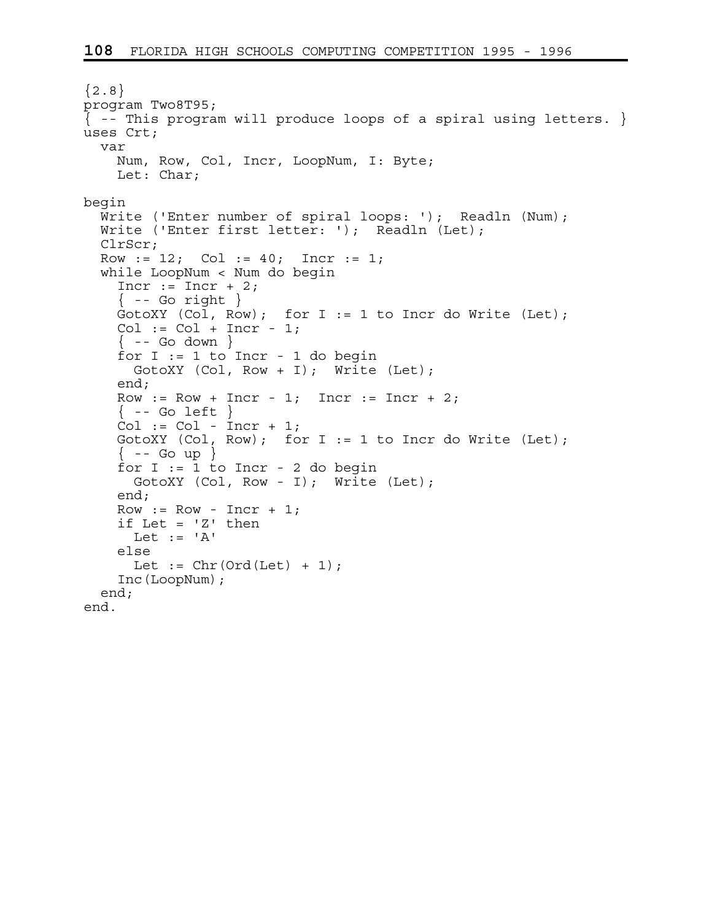```
{2.8}
program Two8T95;
{ -- This program will produce loops of a spiral using letters. }
uses Crt;
  var
    Num, Row, Col, Incr, LoopNum, I: Byte;
    Let: Char;

begin
  Write ('Enter number of spiral loops: ');  Readln (Num);
  Write ('Enter first letter: ');  Readln (Let);
  ClrScr;
  Row := 12;  Col := 40;  Incr := 1;
  while LoopNum < Num do begin
    Incr := Incr + 2;
    { -- Go right }
    GotoXY (Col, Row);  for I := 1 to Incr do Write (Let);
    Col := Col + Incr - 1;
    { -- Go down }
    for I := 1 to Incr - 1 do begin
      GotoXY (Col, Row + I);  Write (Let);
    end;
    Row := Row + Incr - 1;  Incr := Incr + 2;
    { -- Go left }
    Col := Col - Incr + 1;
    GotoXY (Col, Row);  for I := 1 to Incr do Write (Let);
    { -- Go up }
    for I := 1 to Incr - 2 do begin
      GotoXY (Col, Row - I);  Write (Let);
    end;
    Row := Row - Incr + 1;
    if Let = 'Z' then
      Let := 'A'
    else
      Let := Chr(Ord(Let) + 1);
    Inc(LoopNum);
  end;
end.
```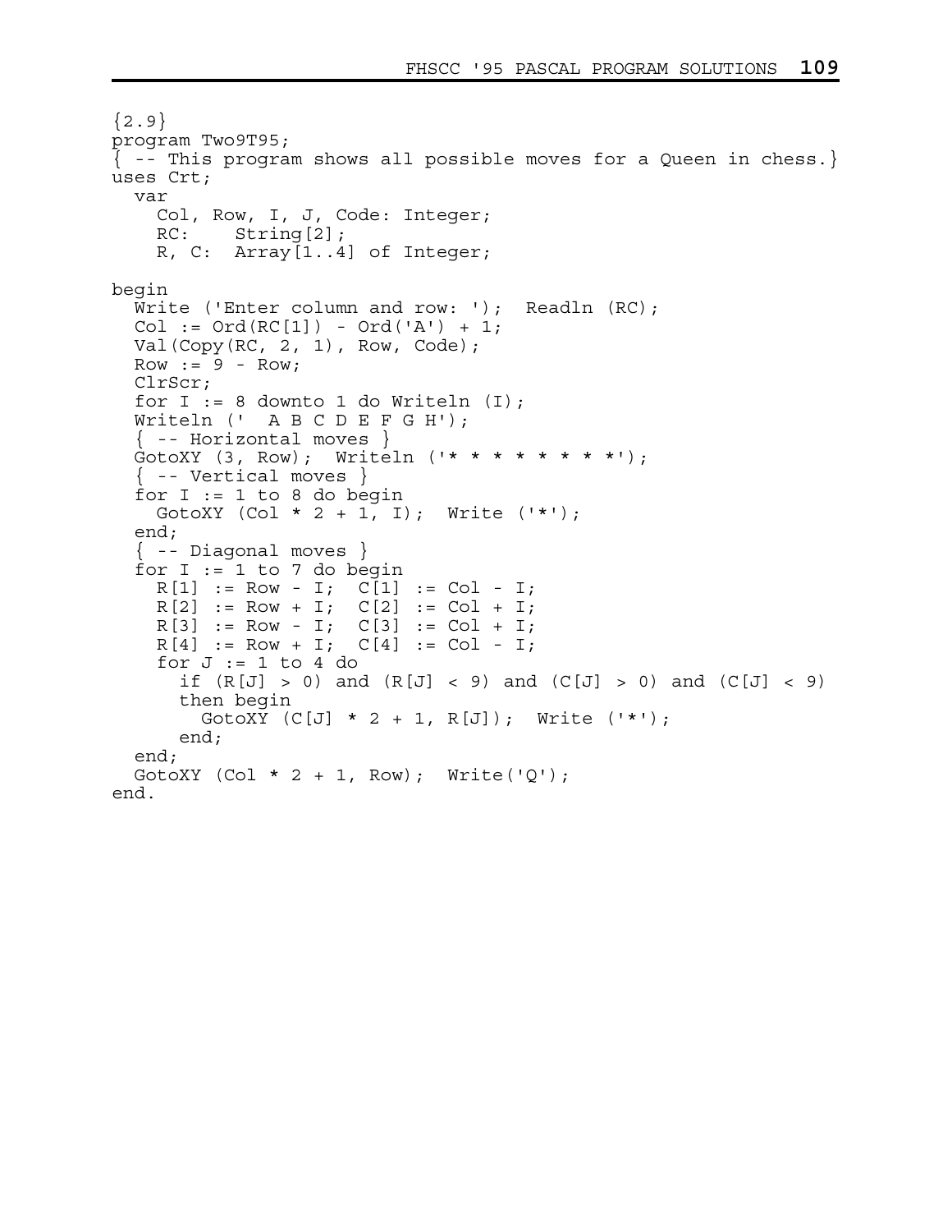```
{2.9}
program Two9T95;
{ -- This program shows all possible moves for a Queen in chess.}
uses Crt;
  var
    Col, Row, I, J, Code: Integer;
    RC:    String[2];
    R, C:  Array[1..4] of Integer;

begin
  Write ('Enter column and row: ');  Readln (RC);
  Col := Ord(RC[1]) - Ord('A') + 1;
  Val(Copy(RC, 2, 1), Row, Code);
  Row := 9 - Row;
  ClrScr;
  for I := 8 downto 1 do Writeln (I);
  Writeln ('  A B C D E F G H');
  { -- Horizontal moves }
  GotoXY (3, Row);  Writeln ('* * * * * * * *');
  { -- Vertical moves }
  for I := 1 to 8 do begin
    GotoXY (Col * 2 + 1, I);  Write ('*');
  end;
  { -- Diagonal moves }
  for I := 1 to 7 do begin
    R[1] := Row - I;  C[1] := Col - I;
    R[2] := Row + I;  C[2] := Col + I;
    R[3] := Row - I;  C[3] := Col + I;
    R[4] := Row + I;  C[4] := Col - I;
    for J := 1 to 4 do
      if (R[J] > 0) and (R[J] < 9) and (C[J] > 0) and (C[J] < 9)
      then begin
        GotoXY (C[J] * 2 + 1, R[J]);  Write ('*');
      end;
  end;
  GotoXY (Col * 2 + 1, Row);  Write('Q');
end.
```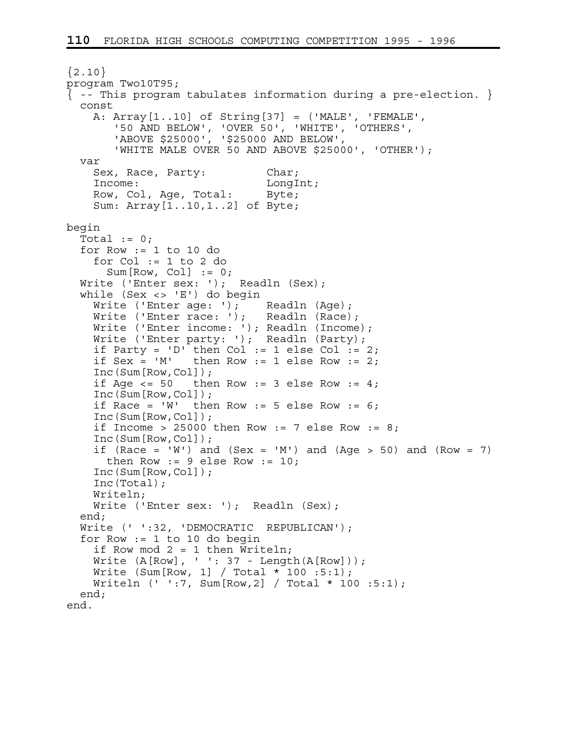```
{2.10}
program Two10T95;
{ -- This program tabulates information during a pre-election. }
  const
    A: Array[1..10] of String[37] = ('MALE', 'FEMALE',
       '50 AND BELOW', 'OVER 50', 'WHITE', 'OTHERS',
       'ABOVE $25000', '$25000 AND BELOW',
       'WHITE MALE OVER 50 AND ABOVE $25000', 'OTHER');
  var
    Sex, Race, Party:         Char;
    Income:                   LongInt;
    Row, Col, Age, Total:     Byte;
    Sum: Array[1..10,1..2] of Byte;

begin
  Total := 0;
  for Row := 1 to 10 do
    for Col := 1 to 2 do
      Sum[Row, Col] := 0;
  Write ('Enter sex: ');  Readln (Sex);
  while (Sex <> 'E') do begin
    Write ('Enter age: ');    Readln (Age);
    Write ('Enter race: ');   Readln (Race);
    Write ('Enter income: '); Readln (Income);
    Write ('Enter party: ');  Readln (Party);
    if Party = 'D' then Col := 1 else Col := 2;
    if Sex = 'M'   then Row := 1 else Row := 2;
    Inc(Sum[Row,Col]);
    if Age <= 50   then Row := 3 else Row := 4;
    Inc(Sum[Row,Col]);
    if Race = 'W'  then Row := 5 else Row := 6;
    Inc(Sum[Row,Col]);
    if Income > 25000 then Row := 7 else Row := 8;
    Inc(Sum[Row,Col]);
    if (Race = 'W') and (Sex = 'M') and (Age > 50) and (Row = 7)
      then Row := 9 else Row := 10;
    Inc(Sum[Row,Col]);
    Inc(Total);
    Writeln;
    Write ('Enter sex: ');  Readln (Sex);
  end;
  Write (' ':32, 'DEMOCRATIC  REPUBLICAN');
  for Row := 1 to 10 do begin
    if Row mod 2 = 1 then Writeln;
    Write (A[Row], ' ': 37 - Length(A[Row]));
    Write (Sum[Row, 1] / Total * 100 :5:1);
    Writeln (' ':7, Sum[Row,2] / Total * 100 :5:1);
  end;
end.
```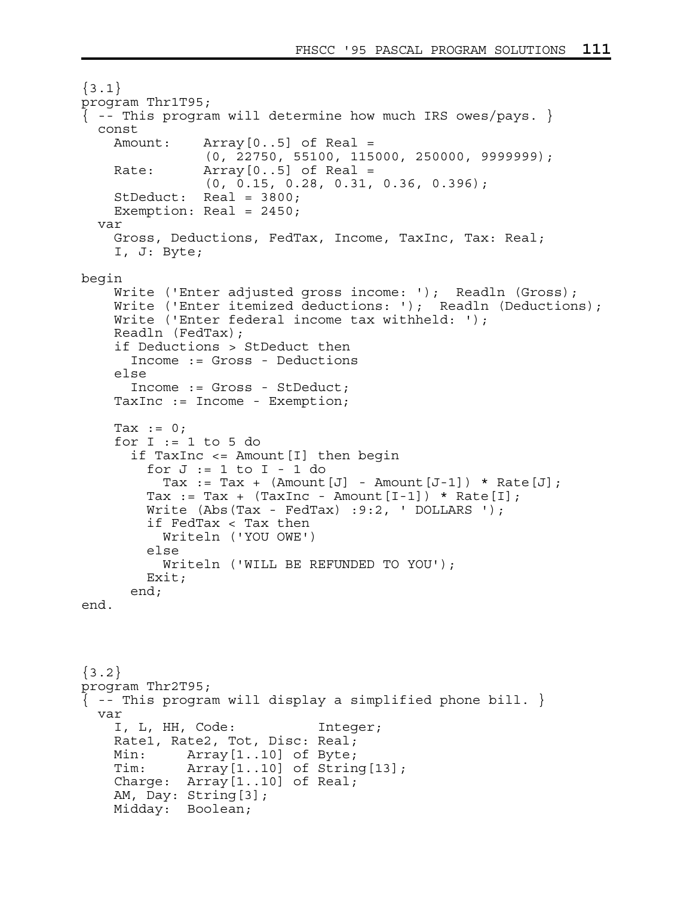```
{3.1}
program Thr1T95;
{ -- This program will determine how much IRS owes/pays. }
  const
    Amount:    Array[0..5] of Real =
               (0, 22750, 55100, 115000, 250000, 9999999);
    Rate:      Array[0..5] of Real =
               (0, 0.15, 0.28, 0.31, 0.36, 0.396);
    StDeduct:  Real = 3800;
    Exemption: Real = 2450;
  var
    Gross, Deductions, FedTax, Income, TaxInc, Tax: Real;
    I, J: Byte;

begin
    Write ('Enter adjusted gross income: ');  Readln (Gross);
    Write ('Enter itemized deductions: ');  Readln (Deductions);
    Write ('Enter federal income tax withheld: ');
    Readln (FedTax);
    if Deductions > StDeduct then
      Income := Gross - Deductions
    else
      Income := Gross - StDeduct;
    TaxInc := Income - Exemption;

    Tax := 0;
    for I := 1 to 5 do
      if TaxInc <= Amount[I] then begin
        for J := 1 to I - 1 do
          Tax := Tax + (Amount[J] - Amount[J-1]) * Rate[J];
        Tax := Tax + (TaxInc - Amount[I-1]) * Rate[I];
        Write (Abs(Tax - FedTax) :9:2, ' DOLLARS ');
        if FedTax < Tax then
          Writeln ('YOU OWE')
        else
          Writeln ('WILL BE REFUNDED TO YOU');
        Exit;
      end;
end.
```

```
{3.2}
program Thr2T95;
{ -- This program will display a simplified phone bill. }
  var
    I, L, HH, Code:          Integer;
    Rate1, Rate2, Tot, Disc: Real;
    Min:     Array[1..10] of Byte;
    Tim:     Array[1..10] of String[13];
    Charge:  Array[1..10] of Real;
    AM, Day: String[3];
    Midday:  Boolean;
```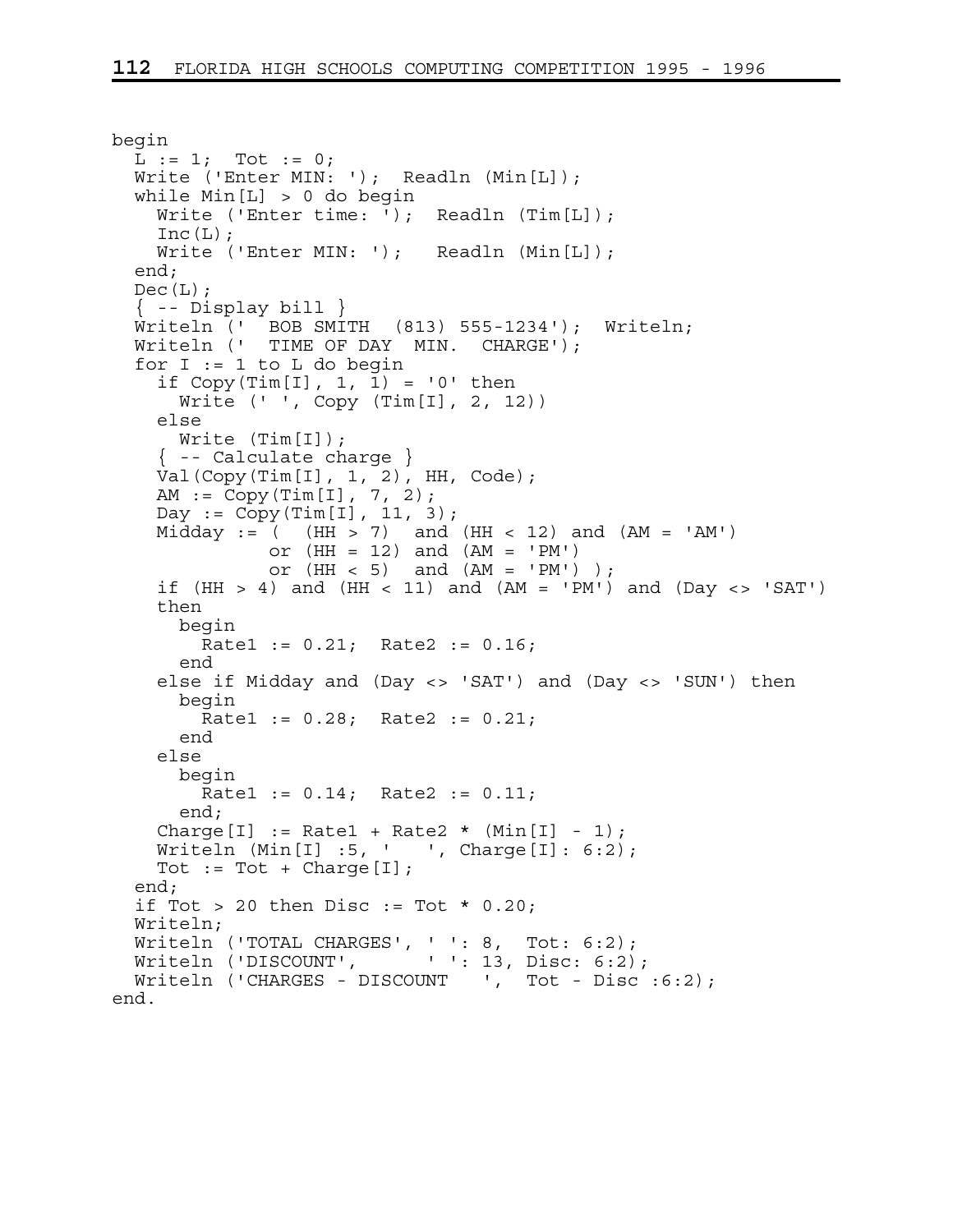```
begin
  L := 1;  Tot := 0;
  Write ('Enter MIN: ');  Readln (Min[L]);
  while Min[L] > 0 do begin
    Write ('Enter time: ');  Readln (Tim[L]);
    Inc(L);
    Write ('Enter MIN: ');   Readln (Min[L]);
  end;
  Dec(L);
  { -- Display bill }
  Writeln ('  BOB SMITH  (813) 555-1234');  Writeln;
  Writeln ('  TIME OF DAY  MIN.  CHARGE');
  for I := 1 to L do begin
    if Copy(Tim[I], 1, 1) = '0' then
      Write (' ', Copy (Tim[I], 2, 12))
    else
      Write (Tim[I]);
    { -- Calculate charge }
    Val(Copy(Tim[I], 1, 2), HH, Code);
    AM := Copy(Tim[I], 7, 2);
    Day := Copy(Tim[I], 11, 3);
    Midday := (  (HH > 7)  and (HH < 12) and (AM = 'AM')
              or (HH = 12) and (AM = 'PM')
              or (HH < 5)  and (AM = 'PM') );
    if (HH > 4) and (HH < 11) and (AM = 'PM') and (Day <> 'SAT')
    then
      begin
        Rate1 := 0.21;  Rate2 := 0.16;
      end
    else if Midday and (Day <> 'SAT') and (Day <> 'SUN') then
      begin
        Rate1 := 0.28;  Rate2 := 0.21;
      end
    else
      begin
        Rate1 := 0.14;  Rate2 := 0.11;
      end;
    Charge[I] := Rate1 + Rate2 * (Min[I] - 1);
    Writeln (Min[I] :5, '   ', Charge[I]: 6:2);
    Tot := Tot + Charge[I];
  end;
  if Tot > 20 then Disc := Tot * 0.20;
  Writeln;
  Writeln ('TOTAL CHARGES', ' ': 8,  Tot: 6:2);
  Writeln ('DISCOUNT',      ' ': 13, Disc: 6:2);
  Writeln ('CHARGES - DISCOUNT   ',  Tot - Disc :6:2);
end.
```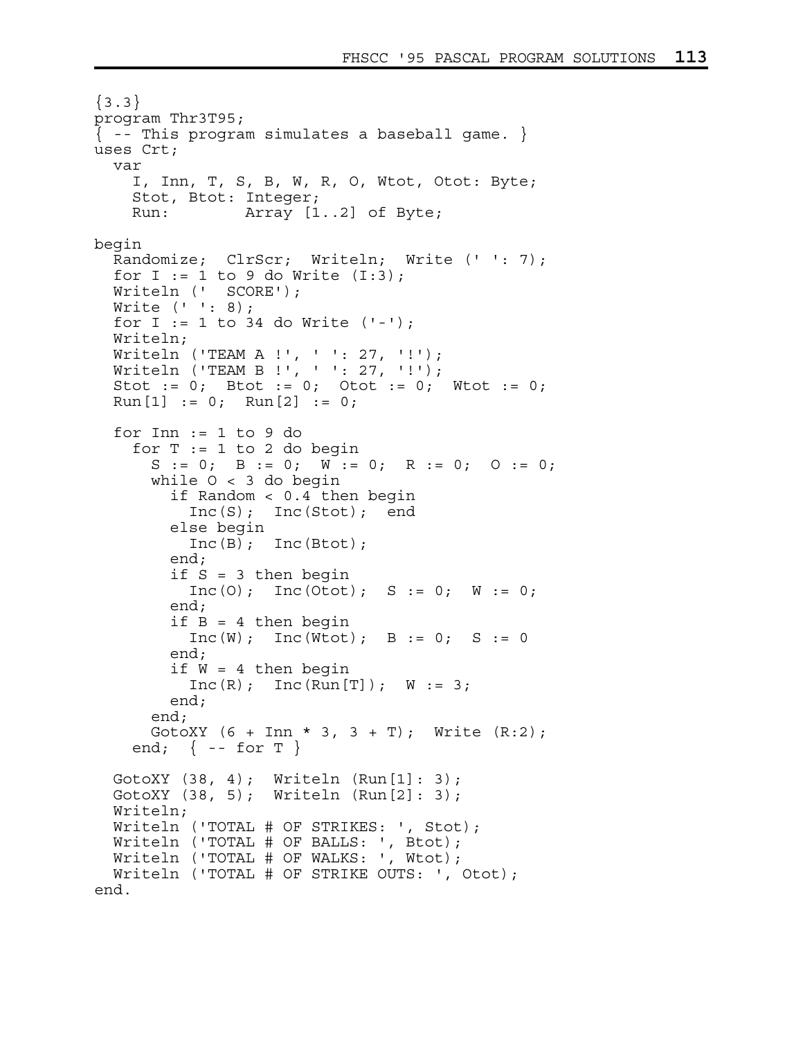```
{3.3}
program Thr3T95;
{ -- This program simulates a baseball game. }
uses Crt;
  var
    I, Inn, T, S, B, W, R, O, Wtot, Otot: Byte;
    Stot, Btot: Integer;
    Run:        Array [1..2] of Byte;

begin
  Randomize;  ClrScr;  Writeln;  Write (' ': 7);
  for I := 1 to 9 do Write (I:3);
  Writeln ('  SCORE');
  Write (' ': 8);
  for I := 1 to 34 do Write ('-');
  Writeln;
  Writeln ('TEAM A !', ' ': 27, '!');
  Writeln ('TEAM B !', ' ': 27, '!');
  Stot := 0;  Btot := 0;  Otot := 0;  Wtot := 0;
  Run[1] := 0;  Run[2] := 0;

  for Inn := 1 to 9 do
    for T := 1 to 2 do begin
      S := 0;  B := 0;  W := 0;  R := 0;  O := 0;
      while O < 3 do begin
        if Random < 0.4 then begin
          Inc(S);  Inc(Stot);  end
        else begin
          Inc(B);  Inc(Btot);
        end;
        if S = 3 then begin
          Inc(O);  Inc(Otot);  S := 0;  W := 0;
        end;
        if B = 4 then begin
          Inc(W);  Inc(Wtot);  B := 0;  S := 0
        end;
        if W = 4 then begin
          Inc(R);  Inc(Run[T]);  W := 3;
        end;
      end;
      GotoXY (6 + Inn * 3, 3 + T);  Write (R:2);
    end;  { -- for T }

  GotoXY (38, 4);  Writeln (Run[1]: 3);
  GotoXY (38, 5);  Writeln (Run[2]: 3);
  Writeln;
  Writeln ('TOTAL # OF STRIKES: ', Stot);
  Writeln ('TOTAL # OF BALLS: ', Btot);
  Writeln ('TOTAL # OF WALKS: ', Wtot);
  Writeln ('TOTAL # OF STRIKE OUTS: ', Otot);
end.
```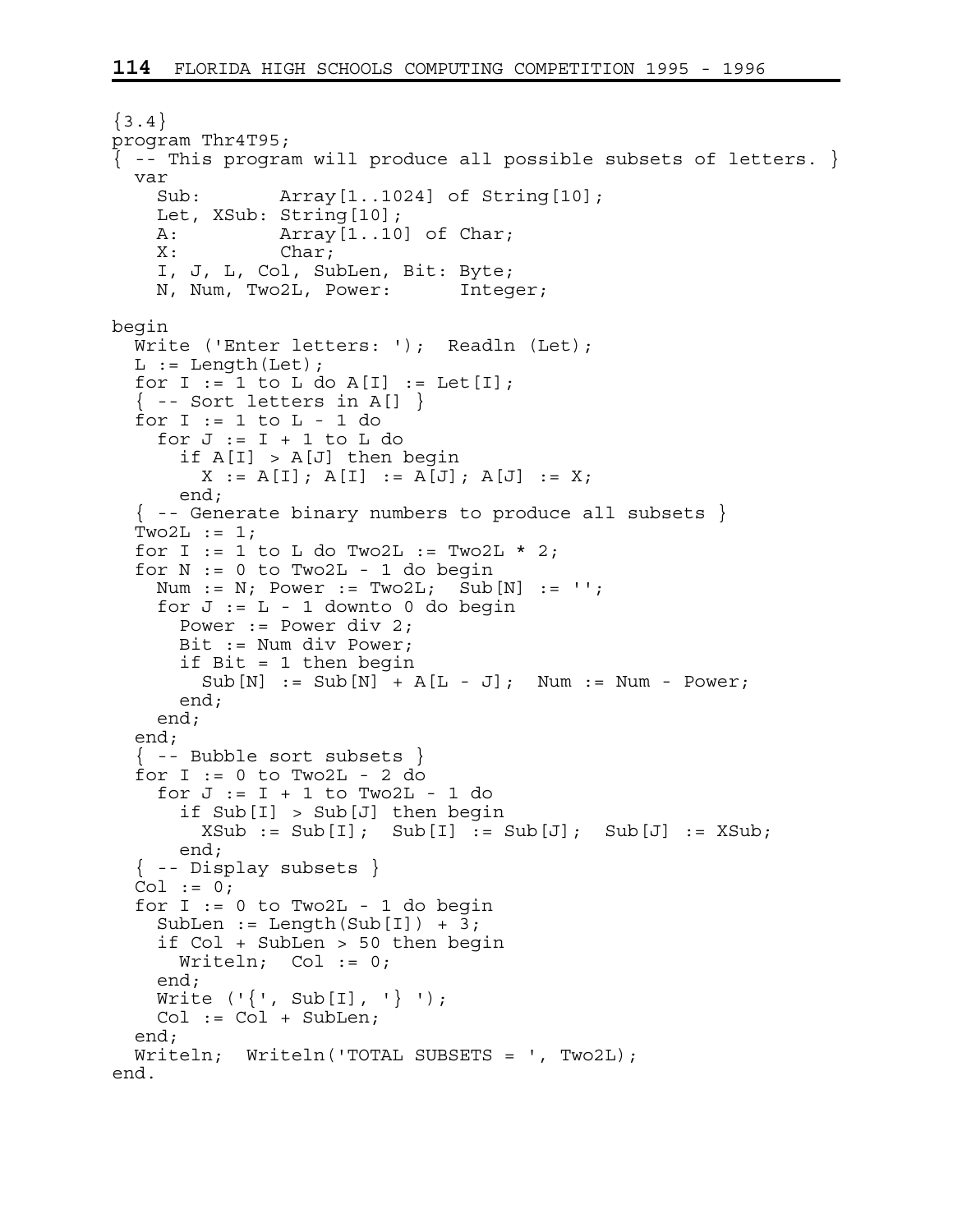```
{3.4}
program Thr4T95;
{ -- This program will produce all possible subsets of letters. }
  var
    Sub:       Array[1..1024] of String[10];
    Let, XSub: String[10];
    A:         Array[1..10] of Char;
    X:         Char;
    I, J, L, Col, SubLen, Bit: Byte;
    N, Num, Two2L, Power:      Integer;

begin
  Write ('Enter letters: ');  Readln (Let);
  L := Length(Let);
  for I := 1 to L do A[I] := Let[I];
  { -- Sort letters in A[] }
  for I := 1 to L - 1 do
    for J := I + 1 to L do
      if A[I] > A[J] then begin
        X := A[I]; A[I] := A[J]; A[J] := X;
      end;
  { -- Generate binary numbers to produce all subsets }
  Two2L := 1;
  for I := 1 to L do Two2L := Two2L * 2;
  for N := 0 to Two2L - 1 do begin
    Num := N; Power := Two2L;  Sub[N] := '';
    for J := L - 1 downto 0 do begin
      Power := Power div 2;
      Bit := Num div Power;
      if Bit = 1 then begin
        Sub[N] := Sub[N] + A[L - J];  Num := Num - Power;
      end;
    end;
  end;
  { -- Bubble sort subsets }
  for I := 0 to Two2L - 2 do
    for J := I + 1 to Two2L - 1 do
      if Sub[I] > Sub[J] then begin
        XSub := Sub[I];  Sub[I] := Sub[J];  Sub[J] := XSub;
      end;
  { -- Display subsets }
  Col := 0;
  for I := 0 to Two2L - 1 do begin
    SubLen := Length(Sub[I]) + 3;
    if Col + SubLen > 50 then begin
      Writeln;  Col := 0;
    end;
    Write ('{', Sub[I], '} ');
    Col := Col + SubLen;
  end;
  Writeln;  Writeln('TOTAL SUBSETS = ', Two2L);
end.
```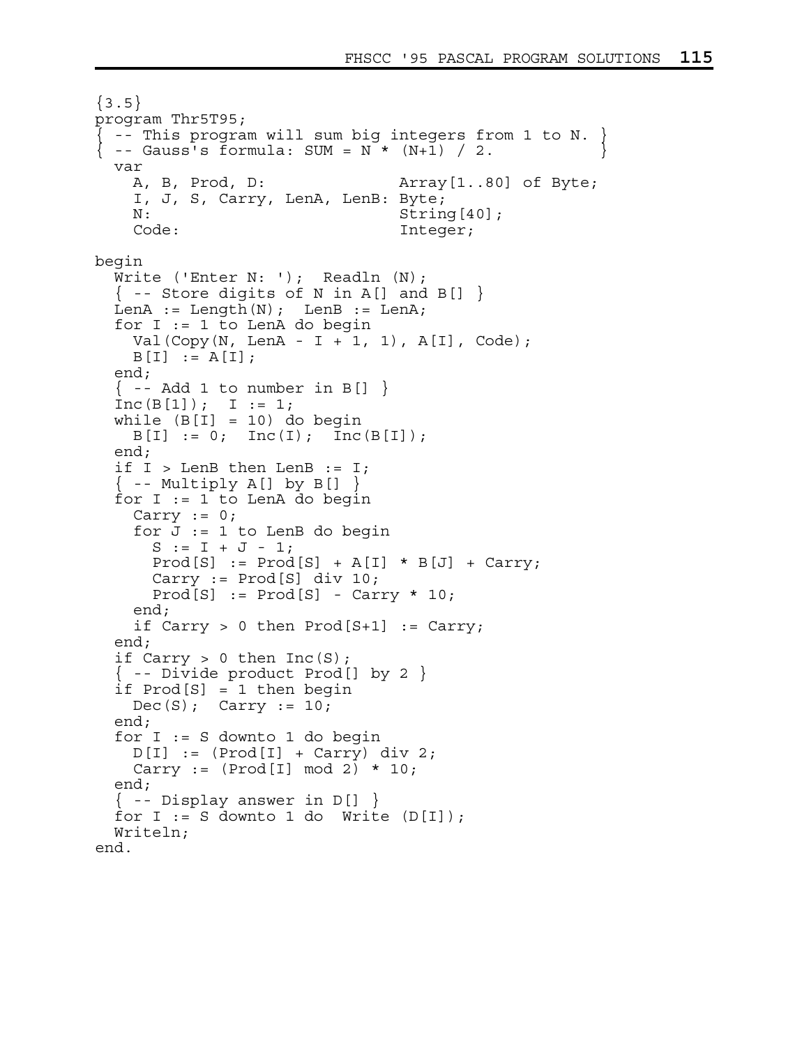```
{3.5}
program Thr5T95;
{ -- This program will sum big integers from 1 to N. }
{ -- Gauss's formula: SUM = N * (N+1) / 2.          }
  var
    A, B, Prod, D:              Array[1..80] of Byte;
    I, J, S, Carry, LenA, LenB: Byte;
    N:                          String[40];
    Code:                       Integer;

begin
  Write ('Enter N: ');  Readln (N);
  { -- Store digits of N in A[] and B[] }
  LenA := Length(N);  LenB := LenA;
  for I := 1 to LenA do begin
    Val(Copy(N, LenA - I + 1, 1), A[I], Code);
    B[I] := A[I];
  end;
  { -- Add 1 to number in B[] }
  Inc(B[1]);  I := 1;
  while (B[I] = 10) do begin
    B[I] := 0;  Inc(I);  Inc(B[I]);
  end;
  if I > LenB then LenB := I;
  { -- Multiply A[] by B[] }
  for I := 1 to LenA do begin
    Carry := 0;
    for J := 1 to LenB do begin
      S := I + J - 1;
      Prod[S] := Prod[S] + A[I] * B[J] + Carry;
      Carry := Prod[S] div 10;
      Prod[S] := Prod[S] - Carry * 10;
    end;
    if Carry > 0 then Prod[S+1] := Carry;
  end;
  if Carry > 0 then Inc(S);
  { -- Divide product Prod[] by 2 }
  if Prod[S] = 1 then begin
    Dec(S);  Carry := 10;
  end;
  for I := S downto 1 do begin
    D[I] := (Prod[I] + Carry) div 2;
    Carry := (Prod[I] mod 2) * 10;
  end;
  { -- Display answer in D[] }
  for I := S downto 1 do  Write (D[I]);
  Writeln;
end.
```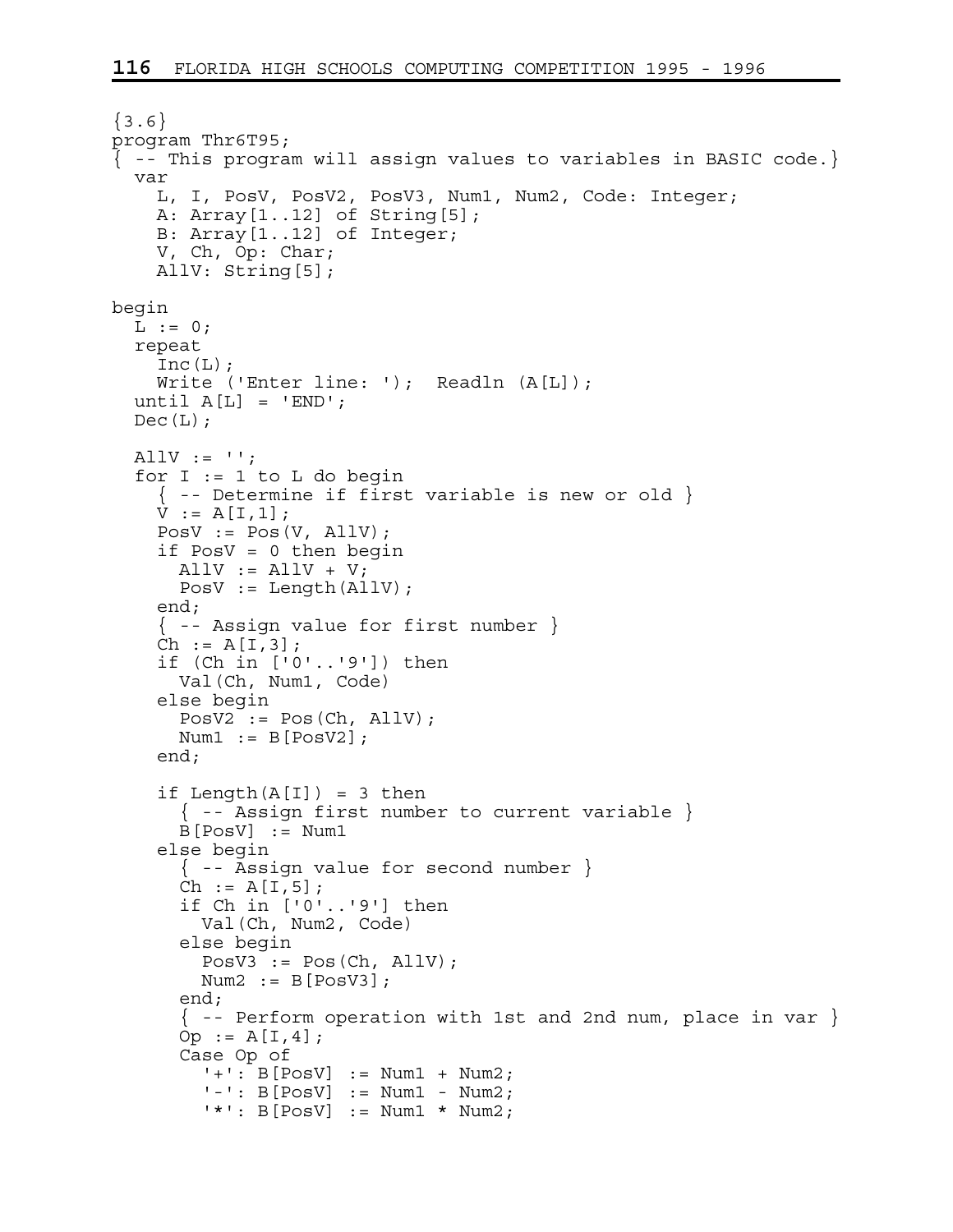```
{3.6}
program Thr6T95;
{ -- This program will assign values to variables in BASIC code.}
  var
    L, I, PosV, PosV2, PosV3, Num1, Num2, Code: Integer;
    A: Array[1..12] of String[5];
    B: Array[1..12] of Integer;
    V, Ch, Op: Char;
    AllV: String[5];

begin
  L := 0;
  repeat
    Inc(L);
    Write ('Enter line: ');  Readln (A[L]);
  until A[L] = 'END';
  Dec(L);

  AllV := '';
  for I := 1 to L do begin
    { -- Determine if first variable is new or old }
    V := A[I,1];
    PosV := Pos(V, AllV);
    if PosV = 0 then begin
      AllV := AllV + V;
      PosV := Length(AllV);
    end;
    { -- Assign value for first number }
    Ch := A[I,3];
    if (Ch in ['0'..'9']) then
      Val(Ch, Num1, Code)
    else begin
      PosV2 := Pos(Ch, AllV);
      Num1 := B[PosV2];
    end;

    if Length(A[I]) = 3 then
      { -- Assign first number to current variable }
      B[PosV] := Num1
    else begin
      { -- Assign value for second number }
      Ch := A[I,5];
      if Ch in ['0'..'9'] then
        Val(Ch, Num2, Code)
      else begin
        PosV3 := Pos(Ch, AllV);
        Num2 := B[PosV3];
      end;
      { -- Perform operation with 1st and 2nd num, place in var }
      Op := A[I,4];
      Case Op of
        '+': B[PosV] := Num1 + Num2;
        '-': B[PosV] := Num1 - Num2;
        '*': B[PosV] := Num1 * Num2;
```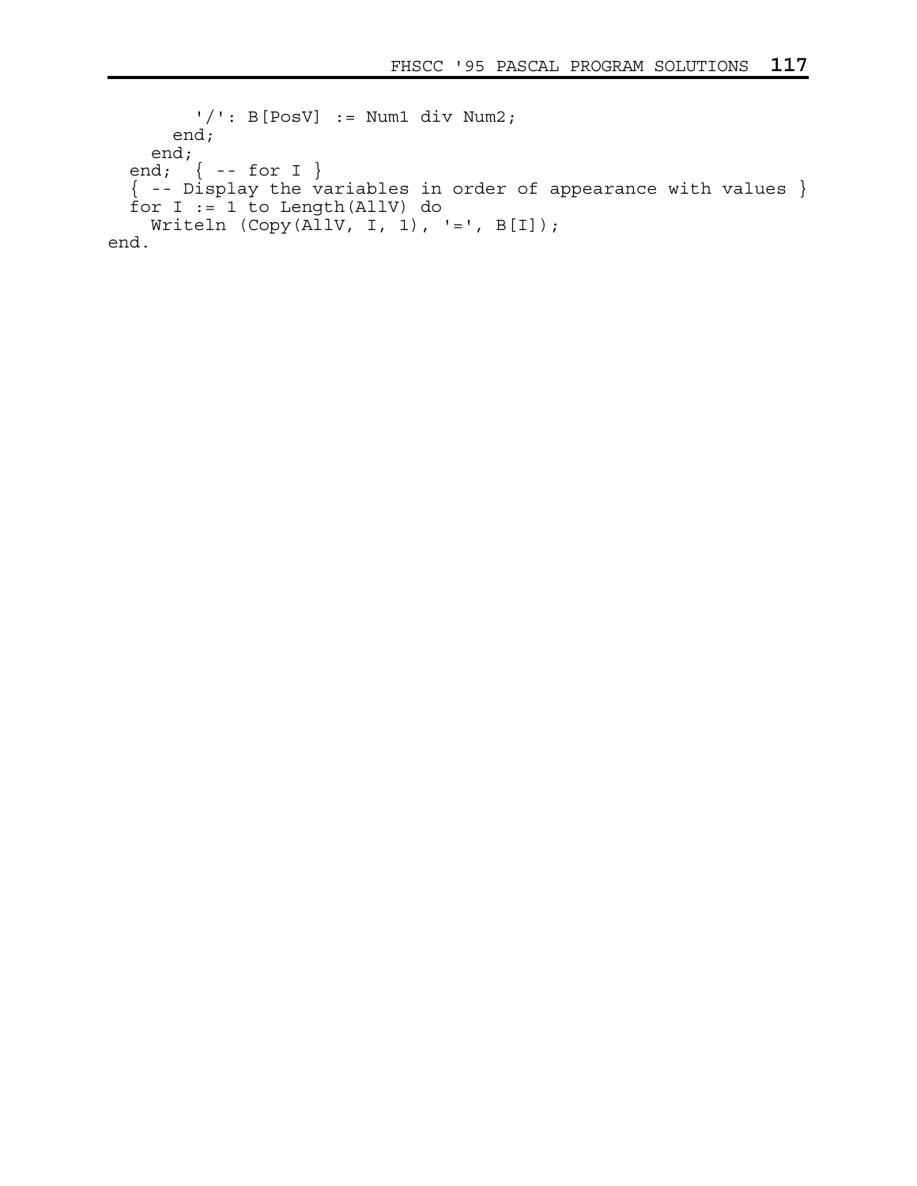```
        '/': B[PosV] := Num1 div Num2;
      end;
    end;
  end;  { -- for I }
  { -- Display the variables in order of appearance with values }
  for I := 1 to Length(AllV) do
    Writeln (Copy(AllV, I, 1), '=', B[I]);
end.
```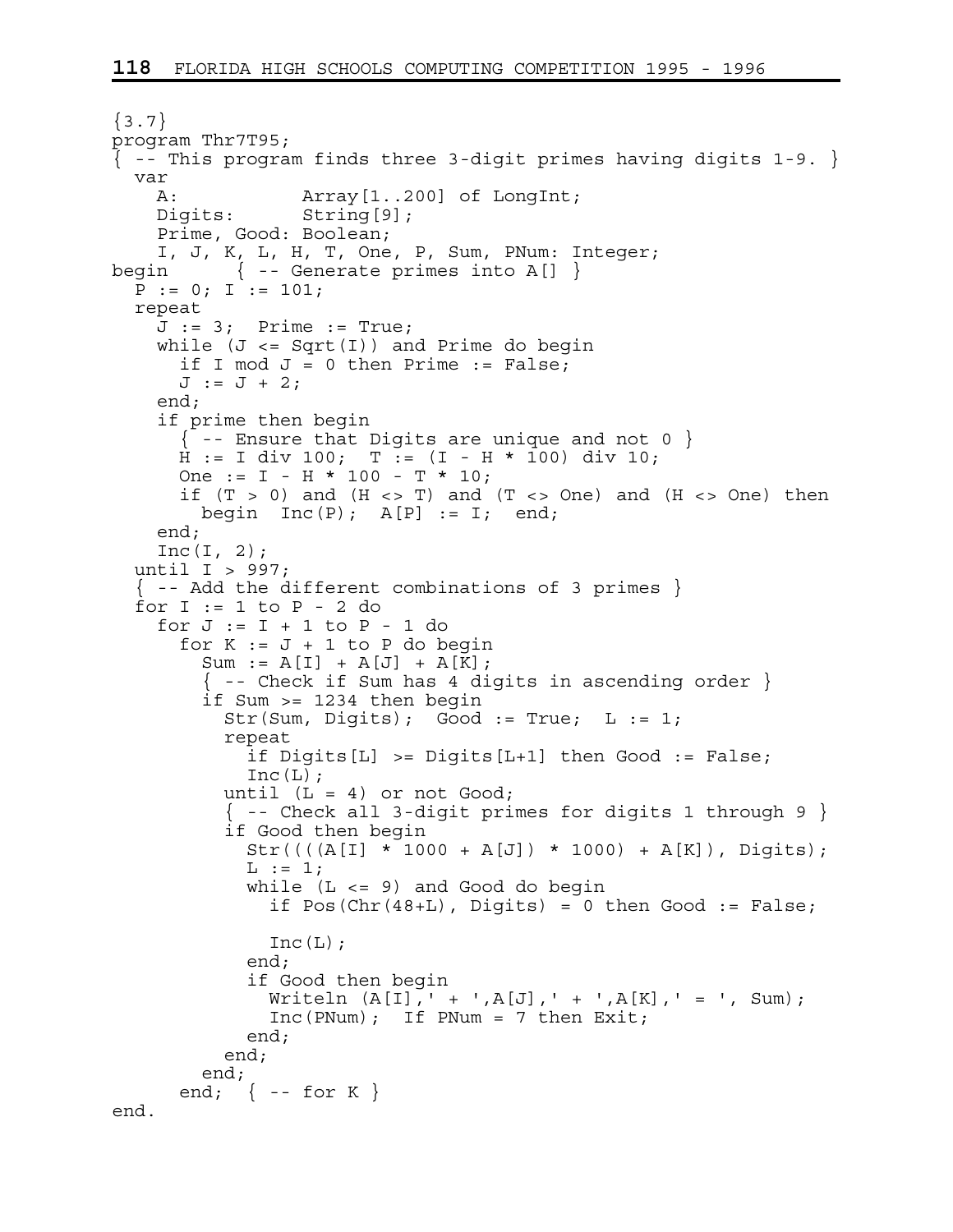```
{3.7}
program Thr7T95;
{ -- This program finds three 3-digit primes having digits 1-9. }
  var
    A:          Array[1..200] of LongInt;
    Digits:     String[9];
    Prime, Good: Boolean;
    I, J, K, L, H, T, One, P, Sum, PNum: Integer;
begin      { -- Generate primes into A[] }
  P := 0; I := 101;
  repeat
    J := 3;  Prime := True;
    while (J <= Sqrt(I)) and Prime do begin
      if I mod J = 0 then Prime := False;
      J := J + 2;
    end;
    if prime then begin
      { -- Ensure that Digits are unique and not 0 }
      H := I div 100;  T := (I - H * 100) div 10;
      One := I - H * 100 - T * 10;
      if (T > 0) and (H <> T) and (T <> One) and (H <> One) then
        begin  Inc(P);  A[P] := I;  end;
    end;
    Inc(I, 2);
  until I > 997;
  { -- Add the different combinations of 3 primes }
  for I := 1 to P - 2 do
    for J := I + 1 to P - 1 do
      for K := J + 1 to P do begin
        Sum := A[I] + A[J] + A[K];
        { -- Check if Sum has 4 digits in ascending order }
        if Sum >= 1234 then begin
          Str(Sum, Digits);  Good := True;  L := 1;
          repeat
            if Digits[L] >= Digits[L+1] then Good := False;
            Inc(L);
          until (L = 4) or not Good;
          { -- Check all 3-digit primes for digits 1 through 9 }
          if Good then begin
            Str((((A[I] * 1000 + A[J]) * 1000) + A[K]), Digits);
            L := 1;
            while (L <= 9) and Good do begin
              if Pos(Chr(48+L), Digits) = 0 then Good := False;

              Inc(L);
            end;
            if Good then begin
              Writeln (A[I],' + ',A[J],' + ',A[K],' = ', Sum);
              Inc(PNum);  If PNum = 7 then Exit;
            end;
          end;
        end;
      end;  { -- for K }
end.
```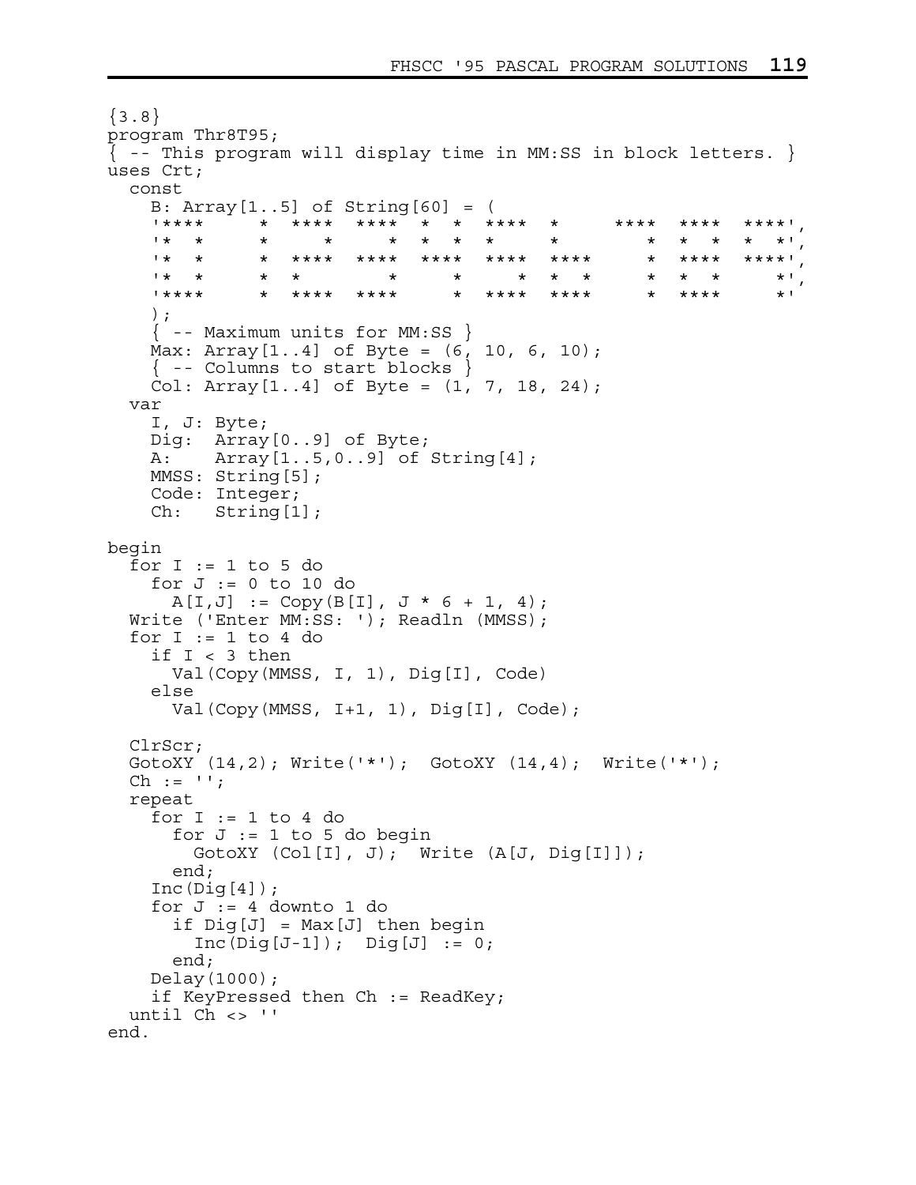```
{3.8}
program Thr8T95;
{ -- This program will display time in MM:SS in block letters. }
uses Crt;
  const
    B: Array[1..5] of String[60] = (
    '****     *  ****  ****  *  *  ****  *      ****  ****  ****',
    '*  *     *     *     *  *  *  *     *         *  *  *  *  *',
    '*  *     *  ****  ****  ****  ****  ****      *  ****  ****',
    '*  *     *  *        *     *     *  *  *      *  *  *     *',
    '****     *  ****  ****     *  ****  ****      *  ****     *'
    );
    { -- Maximum units for MM:SS }
    Max: Array[1..4] of Byte = (6, 10, 6, 10);
    { -- Columns to start blocks }
    Col: Array[1..4] of Byte = (1, 7, 18, 24);
  var
    I, J: Byte;
    Dig:  Array[0..9] of Byte;
    A:    Array[1..5,0..9] of String[4];
    MMSS: String[5];
    Code: Integer;
    Ch:   String[1];

begin
  for I := 1 to 5 do
    for J := 0 to 10 do
      A[I,J] := Copy(B[I], J * 6 + 1, 4);
  Write ('Enter MM:SS: '); Readln (MMSS);
  for I := 1 to 4 do
    if I < 3 then
      Val(Copy(MMSS, I, 1), Dig[I], Code)
    else
      Val(Copy(MMSS, I+1, 1), Dig[I], Code);

  ClrScr;
  GotoXY (14,2); Write('*');  GotoXY (14,4);  Write('*');
  Ch := '';
  repeat
    for I := 1 to 4 do
      for J := 1 to 5 do begin
        GotoXY (Col[I], J);  Write (A[J, Dig[I]]);
      end;
    Inc(Dig[4]);
    for J := 4 downto 1 do
      if Dig[J] = Max[J] then begin
        Inc(Dig[J-1]);  Dig[J] := 0;
      end;
    Delay(1000);
    if KeyPressed then Ch := ReadKey;
  until Ch <> ''
end.
```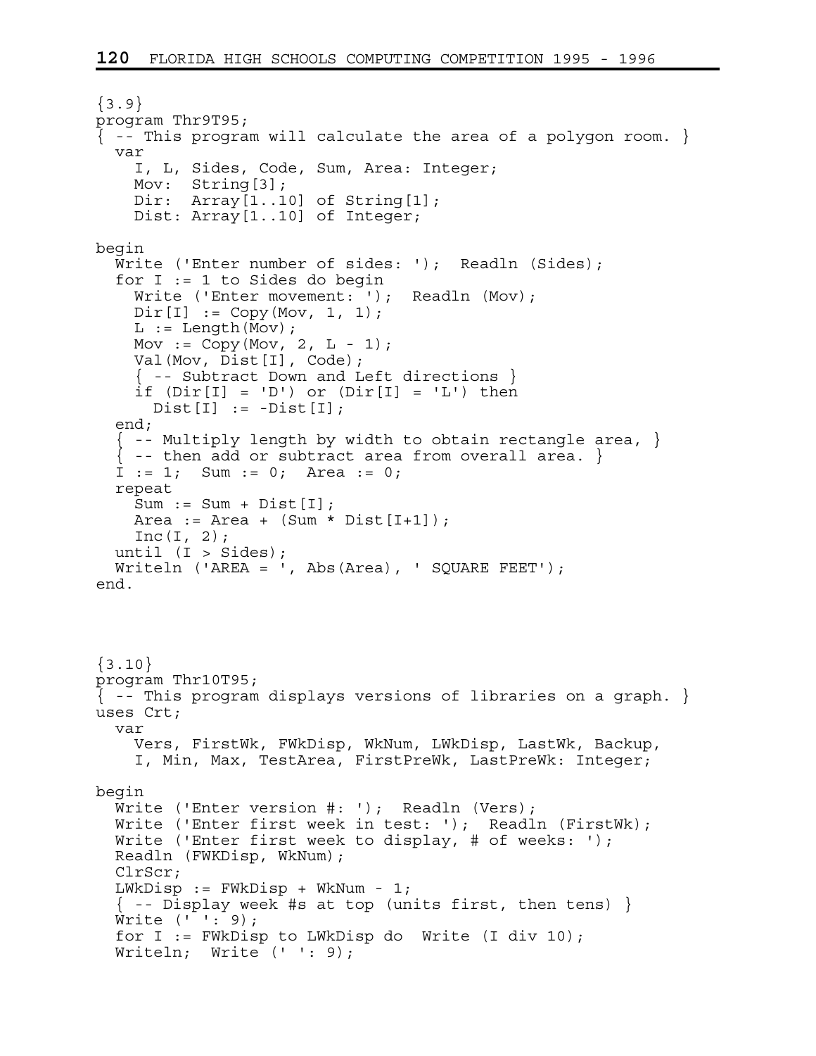```
{3.9}
program Thr9T95;
{ -- This program will calculate the area of a polygon room. }
  var
    I, L, Sides, Code, Sum, Area: Integer;
    Mov:  String[3];
    Dir:  Array[1..10] of String[1];
    Dist: Array[1..10] of Integer;

begin
  Write ('Enter number of sides: ');  Readln (Sides);
  for I := 1 to Sides do begin
    Write ('Enter movement: ');  Readln (Mov);
    Dir[I] := Copy(Mov, 1, 1);
    L := Length(Mov);
    Mov := Copy(Mov, 2, L - 1);
    Val(Mov, Dist[I], Code);
    { -- Subtract Down and Left directions }
    if (Dir[I] = 'D') or (Dir[I] = 'L') then
      Dist[I] := -Dist[I];
  end;
  { -- Multiply length by width to obtain rectangle area, }
  { -- then add or subtract area from overall area. }
  I := 1;  Sum := 0;  Area := 0;
  repeat
    Sum := Sum + Dist[I];
    Area := Area + (Sum * Dist[I+1]);
    Inc(I, 2);
  until (I > Sides);
  Writeln ('AREA = ', Abs(Area), ' SQUARE FEET');
end.
```

```
{3.10}
program Thr10T95;
{ -- This program displays versions of libraries on a graph. }
uses Crt;
  var
    Vers, FirstWk, FWkDisp, WkNum, LWkDisp, LastWk, Backup,
    I, Min, Max, TestArea, FirstPreWk, LastPreWk: Integer;

begin
  Write ('Enter version #: ');  Readln (Vers);
  Write ('Enter first week in test: ');  Readln (FirstWk);
  Write ('Enter first week to display, # of weeks: ');
  Readln (FWKDisp, WkNum);
  ClrScr;
  LWkDisp := FWkDisp + WkNum - 1;
  { -- Display week #s at top (units first, then tens) }
  Write (' ': 9);
  for I := FWkDisp to LWkDisp do  Write (I div 10);
  Writeln;  Write (' ': 9);
```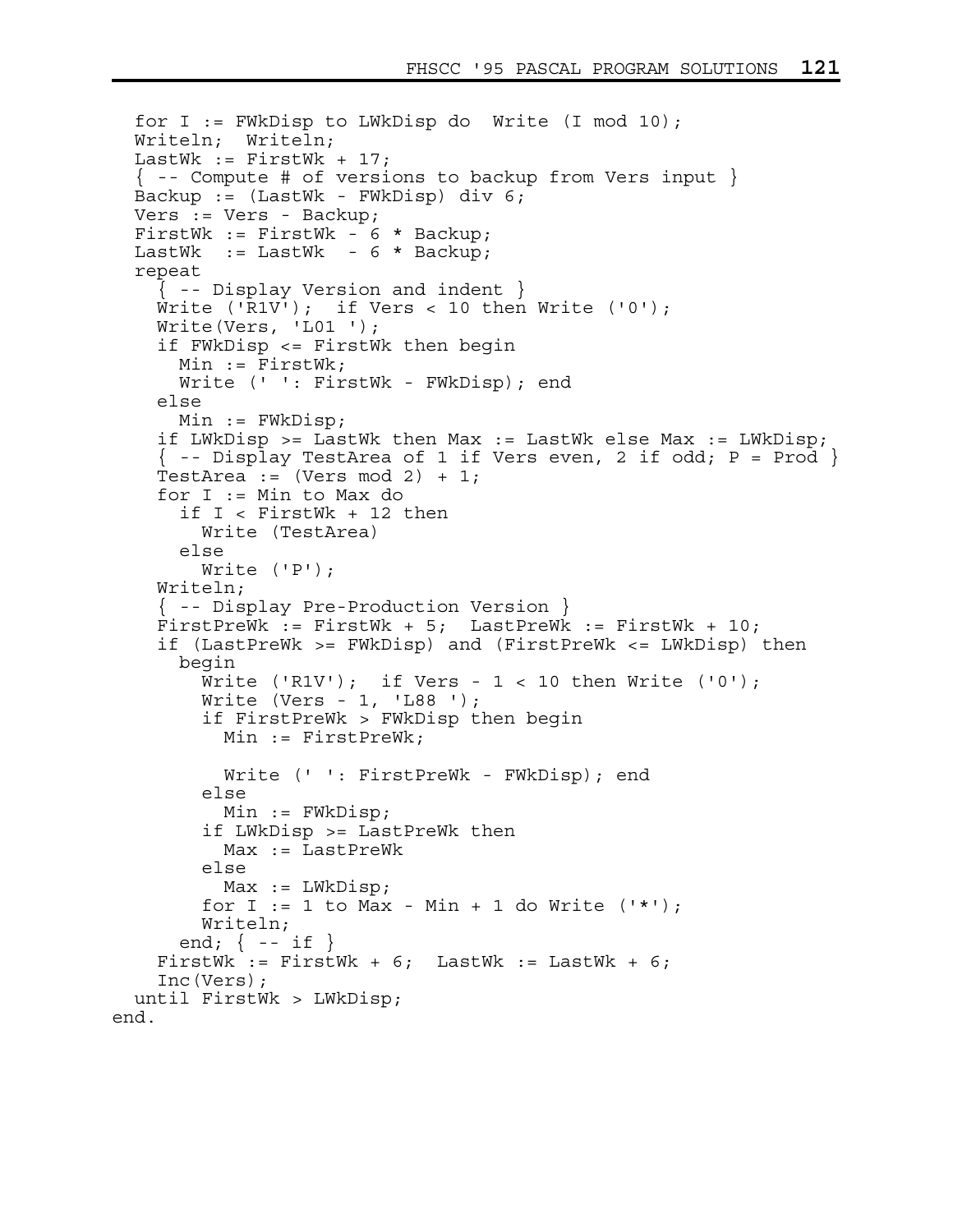```
  for I := FWkDisp to LWkDisp do  Write (I mod 10);
  Writeln;  Writeln;
  LastWk := FirstWk + 17;
  { -- Compute # of versions to backup from Vers input }
  Backup := (LastWk - FWkDisp) div 6;
  Vers := Vers - Backup;
  FirstWk := FirstWk - 6 * Backup;
  LastWk  := LastWk  - 6 * Backup;
  repeat
    { -- Display Version and indent }
    Write ('R1V');  if Vers < 10 then Write ('0');
    Write(Vers, 'L01 ');
    if FWkDisp <= FirstWk then begin
      Min := FirstWk;
      Write (' ': FirstWk - FWkDisp); end
    else
      Min := FWkDisp;
    if LWkDisp >= LastWk then Max := LastWk else Max := LWkDisp;
    { -- Display TestArea of 1 if Vers even, 2 if odd; P = Prod }
    TestArea := (Vers mod 2) + 1;
    for I := Min to Max do
      if I < FirstWk + 12 then
        Write (TestArea)
      else
        Write ('P');
    Writeln;
    { -- Display Pre-Production Version }
    FirstPreWk := FirstWk + 5;  LastPreWk := FirstWk + 10;
    if (LastPreWk >= FWkDisp) and (FirstPreWk <= LWkDisp) then
      begin
        Write ('R1V');  if Vers - 1 < 10 then Write ('0');
        Write (Vers - 1, 'L88 ');
        if FirstPreWk > FWkDisp then begin
          Min := FirstPreWk;

          Write (' ': FirstPreWk - FWkDisp); end
        else
          Min := FWkDisp;
        if LWkDisp >= LastPreWk then
          Max := LastPreWk
        else
          Max := LWkDisp;
        for I := 1 to Max - Min + 1 do Write ('*');
        Writeln;
      end; { -- if }
    FirstWk := FirstWk + 6;  LastWk := LastWk + 6;
    Inc(Vers);
  until FirstWk > LWkDisp;
end.
```